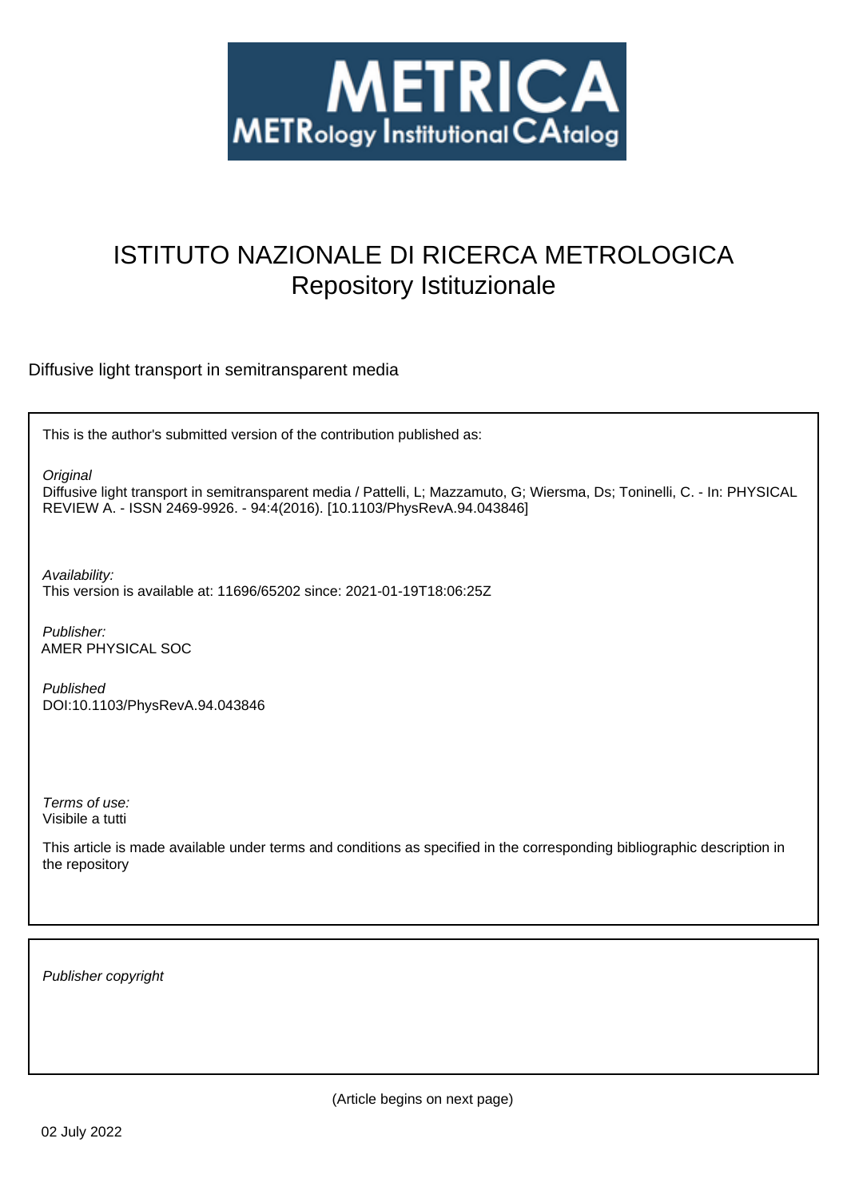# METRICA

METRology Institutional CAtalog

# ISTITUTO NAZIONALE DI RICERCA METROLOGICA
## Repository Istituzionale

Diffusive light transport in semitransparent media

This is the author's submitted version of the contribution published as:

*Original*
Diffusive light transport in semitransparent media / Pattelli, L; Mazzamuto, G; Wiersma, Ds; Toninelli, C. - In: PHYSICAL REVIEW A. - ISSN 2469-9926. - 94:4(2016). [10.1103/PhysRevA.94.043846]

*Availability:*
This version is available at: 11696/65202 since: 2021-01-19T18:06:25Z

*Publisher:*
AMER PHYSICAL SOC

*Published*
DOI:10.1103/PhysRevA.94.043846

*Terms of use:*
Visibile a tutti

This article is made available under terms and conditions as specified in the corresponding bibliographic description in the repository

*Publisher copyright*

(Article begins on next page)

02 July 2022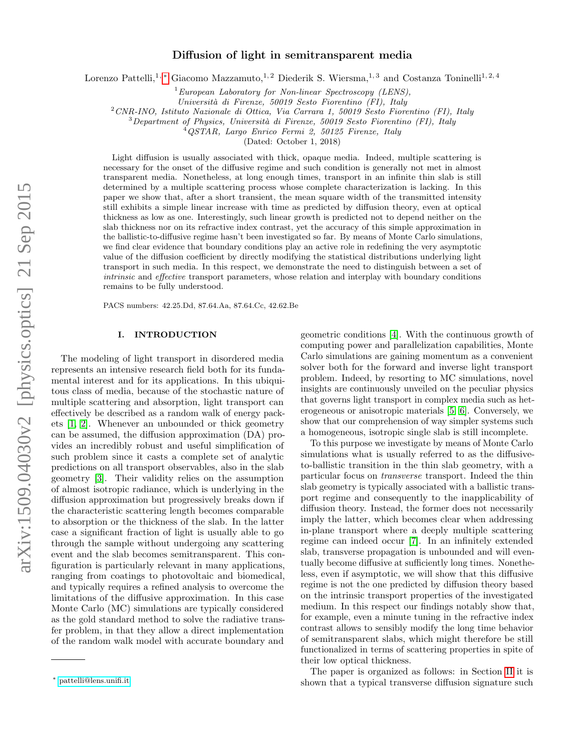# Diffusion of light in semitransparent media

Lorenzo Pattelli,[1,*] Giacomo Mazzamuto,[1,2] Diederik S. Wiersma,[1,3] and Costanza Toninelli[1,2,4]

[1] *European Laboratory for Non-linear Spectroscopy (LENS), Università di Firenze, 50019 Sesto Fiorentino (FI), Italy*
[2] *CNR-INO, Istituto Nazionale di Ottica, Via Carrara 1, 50019 Sesto Fiorentino (FI), Italy*
[3] *Department of Physics, Università di Firenze, 50019 Sesto Fiorentino (FI), Italy*
[4] *QSTAR, Largo Enrico Fermi 2, 50125 Firenze, Italy*

(Dated: October 1, 2018)

Light diffusion is usually associated with thick, opaque media. Indeed, multiple scattering is necessary for the onset of the diffusive regime and such condition is generally not met in almost transparent media. Nonetheless, at long enough times, transport in an infinite thin slab is still determined by a multiple scattering process whose complete characterization is lacking. In this paper we show that, after a short transient, the mean square width of the transmitted intensity still exhibits a simple linear increase with time as predicted by diffusion theory, even at optical thickness as low as one. Interestingly, such linear growth is predicted not to depend neither on the slab thickness nor on its refractive index contrast, yet the accuracy of this simple approximation in the ballistic-to-diffusive regime hasn't been investigated so far. By means of Monte Carlo simulations, we find clear evidence that boundary conditions play an active role in redefining the very asymptotic value of the diffusion coefficient by directly modifying the statistical distributions underlying light transport in such media. In this respect, we demonstrate the need to distinguish between a set of *intrinsic* and *effective* transport parameters, whose relation and interplay with boundary conditions remains to be fully understood.

PACS numbers: 42.25.Dd, 87.64.Aa, 87.64.Cc, 42.62.Be

## I. INTRODUCTION

The modeling of light transport in disordered media represents an intensive research field both for its fundamental interest and for its applications. In this ubiquitous class of media, because of the stochastic nature of multiple scattering and absorption, light transport can effectively be described as a random walk of energy packets [1, 2]. Whenever an unbounded or thick geometry can be assumed, the diffusion approximation (DA) provides an incredibly robust and useful simplification of such problem since it casts a complete set of analytic predictions on all transport observables, also in the slab geometry [3]. Their validity relies on the assumption of almost isotropic radiance, which is underlying in the diffusion approximation but progressively breaks down if the characteristic scattering length becomes comparable to absorption or the thickness of the slab. In the latter case a significant fraction of light is usually able to go through the sample without undergoing any scattering event and the slab becomes semitransparent. This configuration is particularly relevant in many applications, ranging from coatings to photovoltaic and biomedical, and typically requires a refined analysis to overcome the limitations of the diffusive approximation. In this case Monte Carlo (MC) simulations are typically considered as the gold standard method to solve the radiative transfer problem, in that they allow a direct implementation of the random walk model with accurate boundary and geometric conditions [4]. With the continuous growth of computing power and parallelization capabilities, Monte Carlo simulations are gaining momentum as a convenient solver both for the forward and inverse light transport problem. Indeed, by resorting to MC simulations, novel insights are continuously unveiled on the peculiar physics that governs light transport in complex media such as heterogeneous or anisotropic materials [5, 6]. Conversely, we show that our comprehension of way simpler systems such a homogeneous, isotropic single slab is still incomplete.

To this purpose we investigate by means of Monte Carlo simulations what is usually referred to as the diffusive-to-ballistic transition in the thin slab geometry, with a particular focus on *transverse* transport. Indeed the thin slab geometry is typically associated with a ballistic transport regime and consequently to the inapplicability of diffusion theory. Instead, the former does not necessarily imply the latter, which becomes clear when addressing in-plane transport where a deeply multiple scattering regime can indeed occur [7]. In an infinitely extended slab, transverse propagation is unbounded and will eventually become diffusive at sufficiently long times. Nonetheless, even if asymptotic, we will show that this diffusive regime is not the one predicted by diffusion theory based on the intrinsic transport properties of the investigated medium. In this respect our findings notably show that, for example, even a minute tuning in the refractive index contrast allows to sensibly modify the long time behavior of semitransparent slabs, which might therefore be still functionalized in terms of scattering properties in spite of their low optical thickness.

The paper is organized as follows: in Section II it is shown that a typical transverse diffusion signature such

* pattelli@lens.unifi.it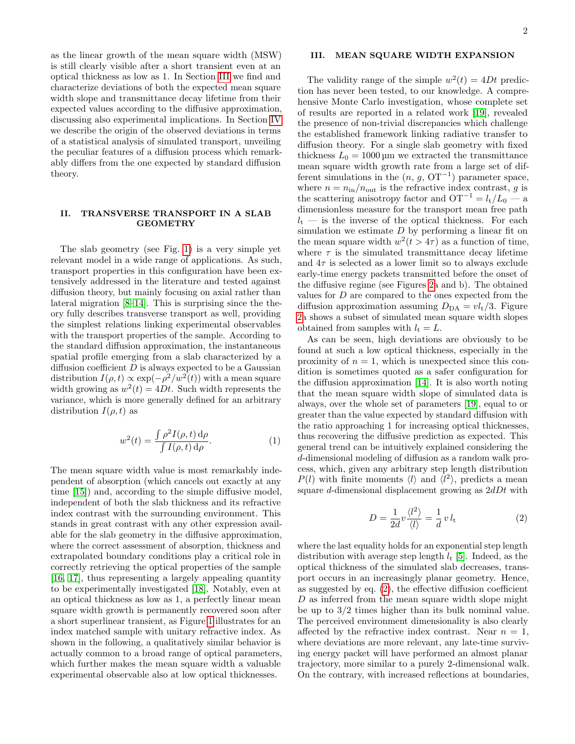as the linear growth of the mean square width (MSW) is still clearly visible after a short transient even at an optical thickness as low as 1. In Section III we find and characterize deviations of both the expected mean square width slope and transmittance decay lifetime from their expected values according to the diffusive approximation, discussing also experimental implications. In Section IV we describe the origin of the observed deviations in terms of a statistical analysis of simulated transport, unveiling the peculiar features of a diffusion process which remarkably differs from the one expected by standard diffusion theory.

## II. TRANSVERSE TRANSPORT IN A SLAB GEOMETRY

The slab geometry (see Fig. 1) is a very simple yet relevant model in a wide range of applications. As such, transport properties in this configuration have been extensively addressed in the literature and tested against diffusion theory, but mainly focusing on axial rather than lateral migration [8–14]. This is surprising since the theory fully describes transverse transport as well, providing the simplest relations linking experimental observables with the transport properties of the sample. According to the standard diffusion approximation, the instantaneous spatial profile emerging from a slab characterized by a diffusion coefficient $D$ is always expected to be a Gaussian distribution $I(\rho, t) \propto \exp(-\rho^2/w^2(t))$ with a mean square width growing as $w^2(t) = 4Dt$. Such width represents the variance, which is more generally defined for an arbitrary distribution $I(\rho, t)$ as

$$w^2(t) = \frac{\int \rho^2 I(\rho, t)\,\mathrm{d}\rho}{\int I(\rho, t)\,\mathrm{d}\rho}. \tag{1}$$

The mean square width value is most remarkably independent of absorption (which cancels out exactly at any time [15]) and, according to the simple diffusive model, independent of both the slab thickness and its refractive index contrast with the surrounding environment. This stands in great contrast with any other expression available for the slab geometry in the diffusive approximation, where the correct assessment of absorption, thickness and extrapolated boundary conditions play a critical role in correctly retrieving the optical properties of the sample [16, 17], thus representing a largely appealing quantity to be experimentally investigated [18]. Notably, even at an optical thickness as low as 1, a perfectly linear mean square width growth is permanently recovered soon after a short superlinear transient, as Figure 1 illustrates for an index matched sample with unitary refractive index. As shown in the following, a qualitatively similar behavior is actually common to a broad range of optical parameters, which further makes the mean square width a valuable experimental observable also at low optical thicknesses.

## III. MEAN SQUARE WIDTH EXPANSION

The validity range of the simple $w^2(t) = 4Dt$ prediction has never been tested, to our knowledge. A comprehensive Monte Carlo investigation, whose complete set of results are reported in a related work [19], revealed the presence of non-trivial discrepancies which challenge the established framework linking radiative transfer to diffusion theory. For a single slab geometry with fixed thickness $L_0 = 1000\,\mu\mathrm{m}$ we extracted the transmittance mean square width growth rate from a large set of different simulations in the ($n$, $g$, $\mathrm{OT}^{-1}$) parameter space, where $n = n_{\mathrm{in}}/n_{\mathrm{out}}$ is the refractive index contrast, $g$ is the scattering anisotropy factor and $\mathrm{OT}^{-1} = l_{\mathrm{t}}/L_0$ — a dimensionless measure for the transport mean free path $l_{\mathrm{t}}$ — is the inverse of the optical thickness. For each simulation we estimate $D$ by performing a linear fit on the mean square width $w^2(t > 4\tau)$ as a function of time, where $\tau$ is the simulated transmittance decay lifetime and $4\tau$ is selected as a lower limit so to always exclude early-time energy packets transmitted before the onset of the diffusive regime (see Figures 2a and b). The obtained values for $D$ are compared to the ones expected from the diffusion approximation assuming $D_{\mathrm{DA}} = vl_{\mathrm{t}}/3$. Figure 2a shows a subset of simulated mean square width slopes obtained from samples with $l_{\mathrm{t}} = L$.

As can be seen, high deviations are obviously to be found at such a low optical thickness, especially in the proximity of $n = 1$, which is unexpected since this condition is sometimes quoted as a safer configuration for the diffusion approximation [14]. It is also worth noting that the mean square width slope of simulated data is always, over the whole set of parameters [19], equal to or greater than the value expected by standard diffusion with the ratio approaching 1 for increasing optical thicknesses, thus recovering the diffusive prediction as expected. This general trend can be intuitively explained considering the $d$-dimensional modeling of diffusion as a random walk process, which, given any arbitrary step length distribution $P(l)$ with finite moments $\langle l \rangle$ and $\langle l^2 \rangle$, predicts a mean square $d$-dimensional displacement growing as $2dDt$ with

$$D = \frac{1}{2d} v \frac{\langle l^2 \rangle}{\langle l \rangle} = \frac{1}{d}\, v\, l_{\mathrm{t}} \tag{2}$$

where the last equality holds for an exponential step length distribution with average step length $l_{\mathrm{t}}$ [5]. Indeed, as the optical thickness of the simulated slab decreases, transport occurs in an increasingly planar geometry. Hence, as suggested by eq. (2), the effective diffusion coefficient $D$ as inferred from the mean square width slope might be up to 3/2 times higher than its bulk nominal value. The perceived environment dimensionality is also clearly affected by the refractive index contrast. Near $n = 1$, where deviations are more relevant, any late-time surviving energy packet will have performed an almost planar trajectory, more similar to a purely 2-dimensional walk. On the contrary, with increased reflections at boundaries,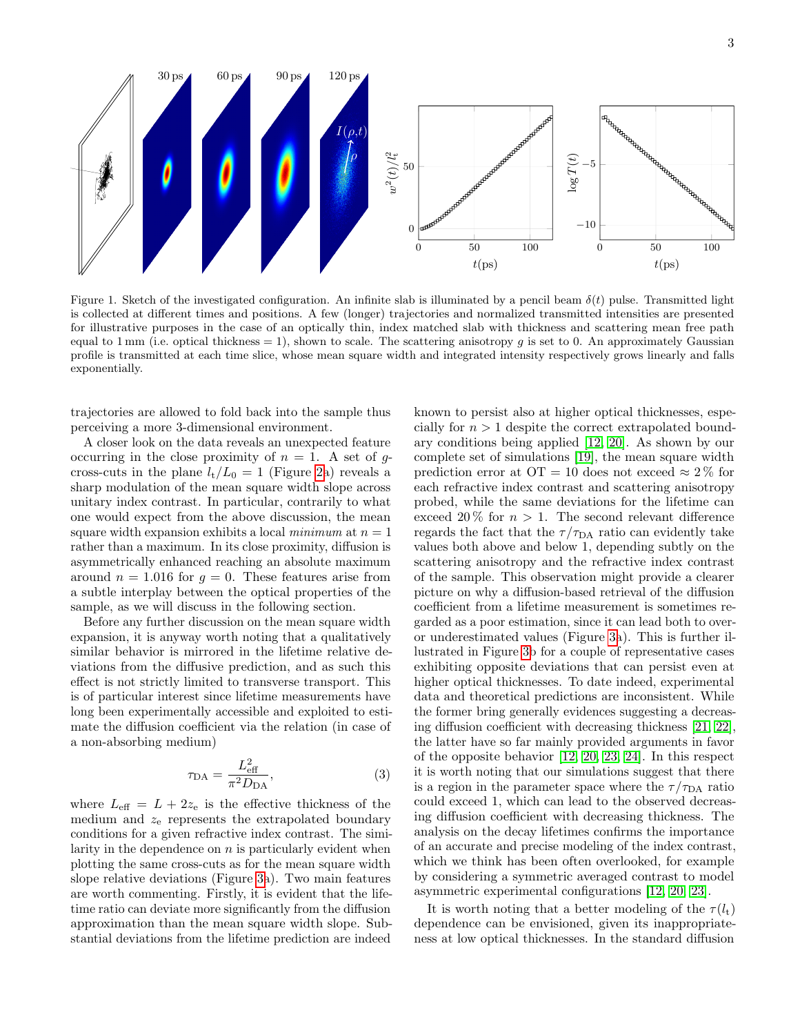Figure 1. Sketch of the investigated configuration. An infinite slab is illuminated by a pencil beam $\delta(t)$ pulse. Transmitted light is collected at different times and positions. A few (longer) trajectories and normalized transmitted intensities are presented for illustrative purposes in the case of an optically thin, index matched slab with thickness and scattering mean free path equal to 1 mm (i.e. optical thickness = 1), shown to scale. The scattering anisotropy $g$ is set to 0. An approximately Gaussian profile is transmitted at each time slice, whose mean square width and integrated intensity respectively grows linearly and falls exponentially.

trajectories are allowed to fold back into the sample thus perceiving a more 3-dimensional environment.

A closer look on the data reveals an unexpected feature occurring in the close proximity of $n = 1$. A set of $g$-cross-cuts in the plane $l_t/L_0 = 1$ (Figure 2a) reveals a sharp modulation of the mean square width slope across unitary index contrast. In particular, contrarily to what one would expect from the above discussion, the mean square width expansion exhibits a local *minimum* at $n = 1$ rather than a maximum. In its close proximity, diffusion is asymmetrically enhanced reaching an absolute maximum around $n = 1.016$ for $g = 0$. These features arise from a subtle interplay between the optical properties of the sample, as we will discuss in the following section.

Before any further discussion on the mean square width expansion, it is anyway worth noting that a qualitatively similar behavior is mirrored in the lifetime relative deviations from the diffusive prediction, and as such this effect is not strictly limited to transverse transport. This is of particular interest since lifetime measurements have long been experimentally accessible and exploited to estimate the diffusion coefficient via the relation (in case of a non-absorbing medium)

$$\tau_{\mathrm{DA}} = \frac{L_{\mathrm{eff}}^2}{\pi^2 D_{\mathrm{DA}}}, \quad (3)$$

where $L_{\mathrm{eff}} = L + 2z_{\mathrm{e}}$ is the effective thickness of the medium and $z_{\mathrm{e}}$ represents the extrapolated boundary conditions for a given refractive index contrast. The similarity in the dependence on $n$ is particularly evident when plotting the same cross-cuts as for the mean square width slope relative deviations (Figure 3a). Two main features are worth commenting. Firstly, it is evident that the lifetime ratio can deviate more significantly from the diffusion approximation than the mean square width slope. Substantial deviations from the lifetime prediction are indeed known to persist also at higher optical thicknesses, especially for $n > 1$ despite the correct extrapolated boundary conditions being applied [12, 20]. As shown by our complete set of simulations [19], the mean square width prediction error at OT = 10 does not exceed $\approx 2\,\%$ for each refractive index contrast and scattering anisotropy probed, while the same deviations for the lifetime can exceed $20\,\%$ for $n > 1$. The second relevant difference regards the fact that the $\tau/\tau_{\mathrm{DA}}$ ratio can evidently take values both above and below 1, depending subtly on the scattering anisotropy and the refractive index contrast of the sample. This observation might provide a clearer picture on why a diffusion-based retrieval of the diffusion coefficient from a lifetime measurement is sometimes regarded as a poor estimation, since it can lead both to over- or underestimated values (Figure 3a). This is further illustrated in Figure 3b for a couple of representative cases exhibiting opposite deviations that can persist even at higher optical thicknesses. To date indeed, experimental data and theoretical predictions are inconsistent. While the former bring generally evidences suggesting a decreasing diffusion coefficient with decreasing thickness [21, 22], the latter have so far mainly provided arguments in favor of the opposite behavior [12, 20, 23, 24]. In this respect it is worth noting that our simulations suggest that there is a region in the parameter space where the $\tau/\tau_{\mathrm{DA}}$ ratio could exceed 1, which can lead to the observed decreasing diffusion coefficient with decreasing thickness. The analysis on the decay lifetimes confirms the importance of an accurate and precise modeling of the index contrast, which we think has been often overlooked, for example by considering a symmetric averaged contrast to model asymmetric experimental configurations [12, 20, 23].

It is worth noting that a better modeling of the $\tau(l_t)$ dependence can be envisioned, given its inappropriateness at low optical thicknesses. In the standard diffusion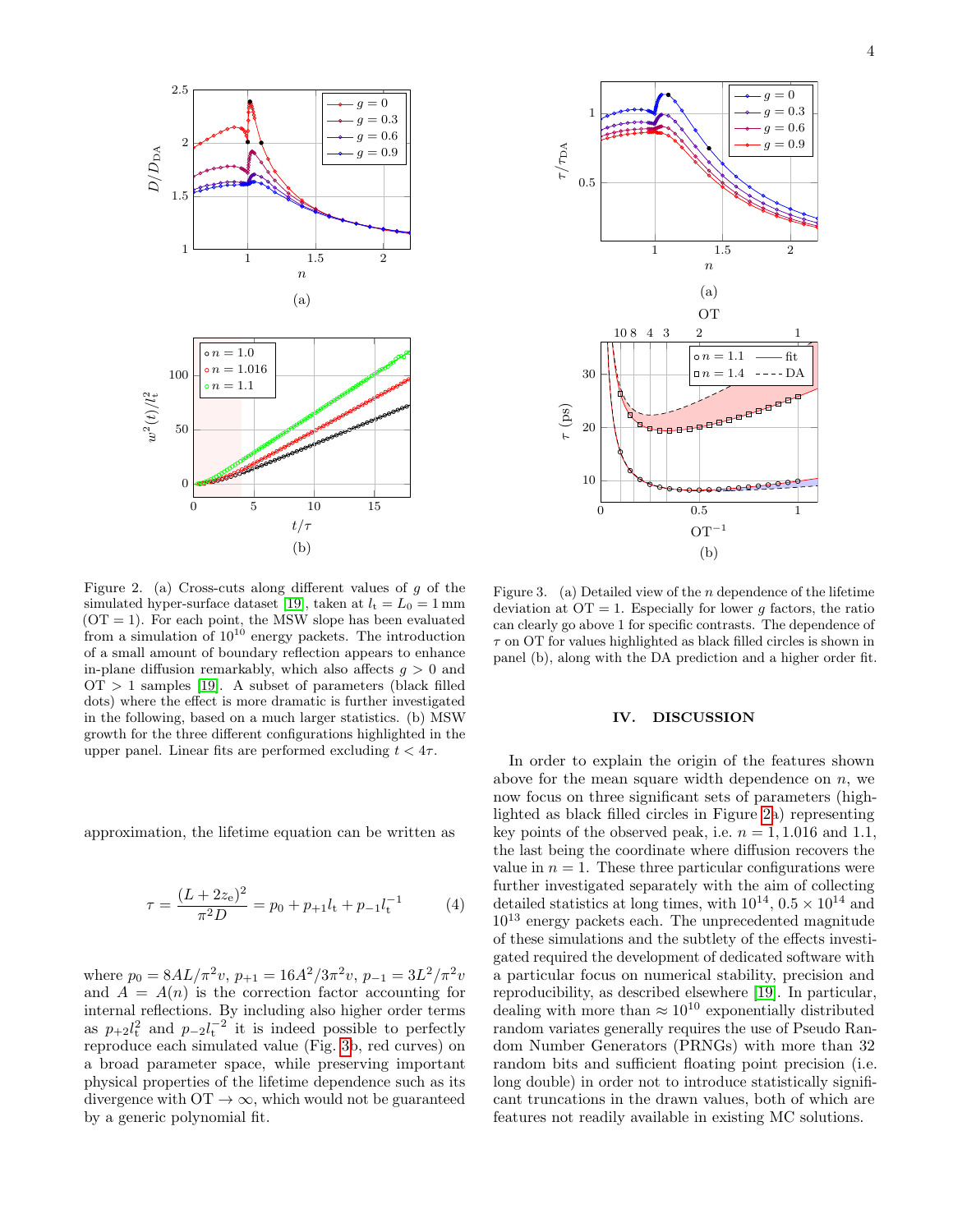Figure 2. (a) Cross-cuts along different values of $g$ of the simulated hyper-surface dataset [19], taken at $l_{\mathrm{t}} = L_0 = 1\,\mathrm{mm}$ (OT = 1). For each point, the MSW slope has been evaluated from a simulation of $10^{10}$ energy packets. The introduction of a small amount of boundary reflection appears to enhance in-plane diffusion remarkably, which also affects $g > 0$ and OT > 1 samples [19]. A subset of parameters (black filled dots) where the effect is more dramatic is further investigated in the following, based on a much larger statistics. (b) MSW growth for the three different configurations highlighted in the upper panel. Linear fits are performed excluding $t < 4\tau$.

approximation, the lifetime equation can be written as

$$\tau = \frac{(L + 2z_{\mathrm{e}})^2}{\pi^2 D} = p_0 + p_{+1} l_{\mathrm{t}} + p_{-1} l_{\mathrm{t}}^{-1} \tag{4}$$

where $p_0 = 8AL/\pi^2 v$, $p_{+1} = 16A^2/3\pi^2 v$, $p_{-1} = 3L^2/\pi^2 v$ and $A = A(n)$ is the correction factor accounting for internal reflections. By including also higher order terms as $p_{+2} l_{\mathrm{t}}^2$ and $p_{-2} l_{\mathrm{t}}^{-2}$ it is indeed possible to perfectly reproduce each simulated value (Fig. 3b, red curves) on a broad parameter space, while preserving important physical properties of the lifetime dependence such as its divergence with OT $\to \infty$, which would not be guaranteed by a generic polynomial fit.

Figure 3. (a) Detailed view of the $n$ dependence of the lifetime deviation at OT = 1. Especially for lower $g$ factors, the ratio can clearly go above 1 for specific contrasts. The dependence of $\tau$ on OT for values highlighted as black filled circles is shown in panel (b), along with the DA prediction and a higher order fit.

## IV. DISCUSSION

In order to explain the origin of the features shown above for the mean square width dependence on $n$, we now focus on three significant sets of parameters (highlighted as black filled circles in Figure 2a) representing key points of the observed peak, i.e. $n = 1, 1.016$ and $1.1$, the last being the coordinate where diffusion recovers the value in $n = 1$. These three particular configurations were further investigated separately with the aim of collecting detailed statistics at long times, with $10^{14}$, $0.5 \times 10^{14}$ and $10^{13}$ energy packets each. The unprecedented magnitude of these simulations and the subtlety of the effects investigated required the development of dedicated software with a particular focus on numerical stability, precision and reproducibility, as described elsewhere [19]. In particular, dealing with more than $\approx 10^{10}$ exponentially distributed random variates generally requires the use of Pseudo Random Number Generators (PRNGs) with more than 32 random bits and sufficient floating point precision (i.e. long double) in order not to introduce statistically significant truncations in the drawn values, both of which are features not readily available in existing MC solutions.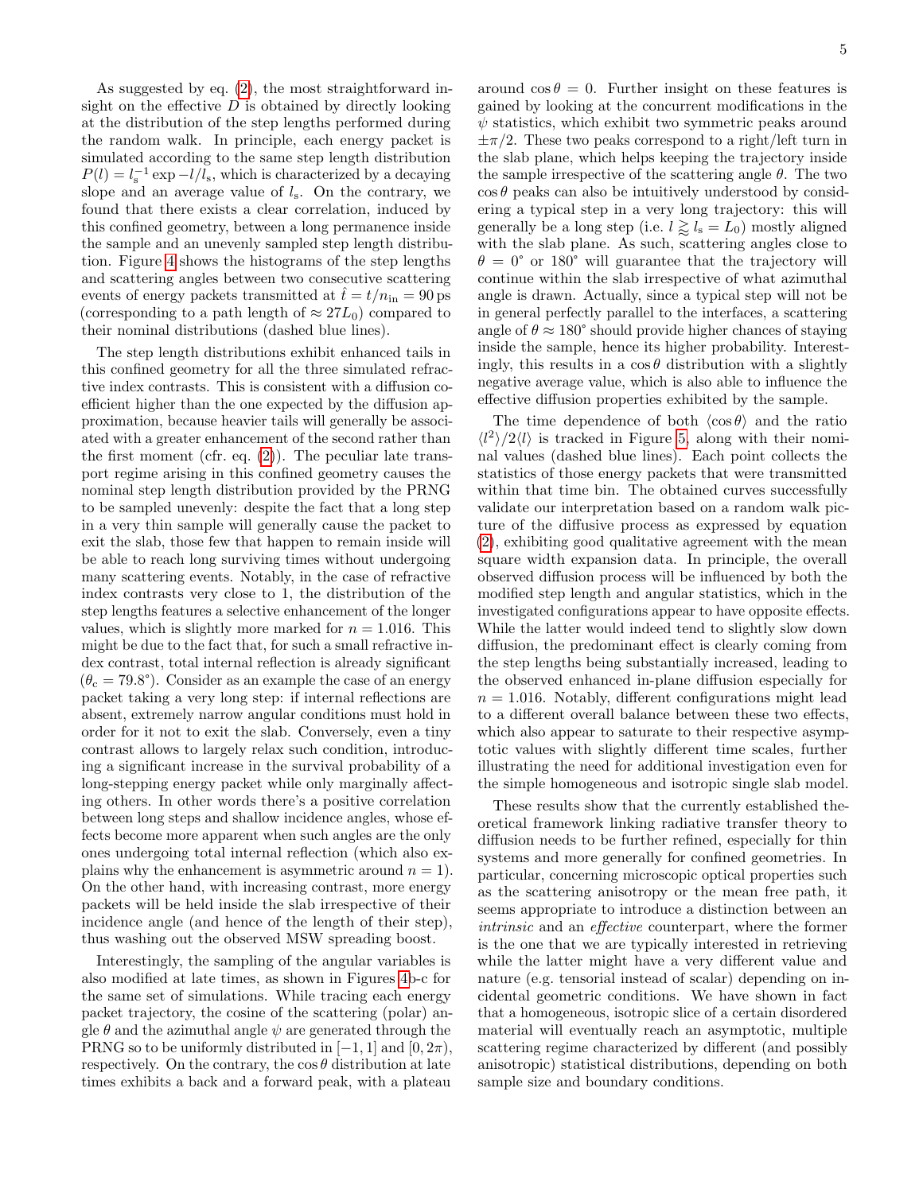As suggested by eq. (2), the most straightforward insight on the effective $D$ is obtained by directly looking at the distribution of the step lengths performed during the random walk. In principle, each energy packet is simulated according to the same step length distribution $P(l) = l_s^{-1} \exp -l/l_s$, which is characterized by a decaying slope and an average value of $l_s$. On the contrary, we found that there exists a clear correlation, induced by this confined geometry, between a long permanence inside the sample and an unevenly sampled step length distribution. Figure 4 shows the histograms of the step lengths and scattering angles between two consecutive scattering events of energy packets transmitted at $\hat{t} = t/n_{\rm in} = 90\,\text{ps}$ (corresponding to a path length of $\approx 27L_0$) compared to their nominal distributions (dashed blue lines).

The step length distributions exhibit enhanced tails in this confined geometry for all the three simulated refractive index contrasts. This is consistent with a diffusion coefficient higher than the one expected by the diffusion approximation, because heavier tails will generally be associated with a greater enhancement of the second rather than the first moment (cfr. eq. (2)). The peculiar late transport regime arising in this confined geometry causes the nominal step length distribution provided by the PRNG to be sampled unevenly: despite the fact that a long step in a very thin sample will generally cause the packet to exit the slab, those few that happen to remain inside will be able to reach long surviving times without undergoing many scattering events. Notably, in the case of refractive index contrasts very close to 1, the distribution of the step lengths features a selective enhancement of the longer values, which is slightly more marked for $n = 1.016$. This might be due to the fact that, for such a small refractive index contrast, total internal reflection is already significant ($\theta_c = 79.8^\circ$). Consider as an example the case of an energy packet taking a very long step: if internal reflections are absent, extremely narrow angular conditions must hold in order for it not to exit the slab. Conversely, even a tiny contrast allows to largely relax such condition, introducing a significant increase in the survival probability of a long-stepping energy packet while only marginally affecting others. In other words there's a positive correlation between long steps and shallow incidence angles, whose effects become more apparent when such angles are the only ones undergoing total internal reflection (which also explains why the enhancement is asymmetric around $n = 1$). On the other hand, with increasing contrast, more energy packets will be held inside the slab irrespective of their incidence angle (and hence of the length of their step), thus washing out the observed MSW spreading boost.

Interestingly, the sampling of the angular variables is also modified at late times, as shown in Figures 4b-c for the same set of simulations. While tracing each energy packet trajectory, the cosine of the scattering (polar) angle $\theta$ and the azimuthal angle $\psi$ are generated through the PRNG so to be uniformly distributed in $[-1, 1]$ and $[0, 2\pi)$, respectively. On the contrary, the $\cos\theta$ distribution at late times exhibits a back and a forward peak, with a plateau around $\cos\theta = 0$. Further insight on these features is gained by looking at the concurrent modifications in the $\psi$ statistics, which exhibit two symmetric peaks around $\pm\pi/2$. These two peaks correspond to a right/left turn in the slab plane, which helps keeping the trajectory inside the sample irrespective of the scattering angle $\theta$. The two $\cos\theta$ peaks can also be intuitively understood by considering a typical step in a very long trajectory: this will generally be a long step (i.e. $l \gtrapprox l_s = L_0$) mostly aligned with the slab plane. As such, scattering angles close to $\theta = 0^\circ$ or $180^\circ$ will guarantee that the trajectory will continue within the slab irrespective of what azimuthal angle is drawn. Actually, since a typical step will not be in general perfectly parallel to the interfaces, a scattering angle of $\theta \approx 180^\circ$ should provide higher chances of staying inside the sample, hence its higher probability. Interestingly, this results in a $\cos\theta$ distribution with a slightly negative average value, which is also able to influence the effective diffusion properties exhibited by the sample.

The time dependence of both $\langle\cos\theta\rangle$ and the ratio $\langle l^2\rangle/2\langle l\rangle$ is tracked in Figure 5, along with their nominal values (dashed blue lines). Each point collects the statistics of those energy packets that were transmitted within that time bin. The obtained curves successfully validate our interpretation based on a random walk picture of the diffusive process as expressed by equation (2), exhibiting good qualitative agreement with the mean square width expansion data. In principle, the overall observed diffusion process will be influenced by both the modified step length and angular statistics, which in the investigated configurations appear to have opposite effects. While the latter would indeed tend to slightly slow down diffusion, the predominant effect is clearly coming from the step lengths being substantially increased, leading to the observed enhanced in-plane diffusion especially for $n = 1.016$. Notably, different configurations might lead to a different overall balance between these two effects, which also appear to saturate to their respective asymptotic values with slightly different time scales, further illustrating the need for additional investigation even for the simple homogeneous and isotropic single slab model.

These results show that the currently established theoretical framework linking radiative transfer theory to diffusion needs to be further refined, especially for thin systems and more generally for confined geometries. In particular, concerning microscopic optical properties such as the scattering anisotropy or the mean free path, it seems appropriate to introduce a distinction between an *intrinsic* and an *effective* counterpart, where the former is the one that we are typically interested in retrieving while the latter might have a very different value and nature (e.g. tensorial instead of scalar) depending on incidental geometric conditions. We have shown in fact that a homogeneous, isotropic slice of a certain disordered material will eventually reach an asymptotic, multiple scattering regime characterized by different (and possibly anisotropic) statistical distributions, depending on both sample size and boundary conditions.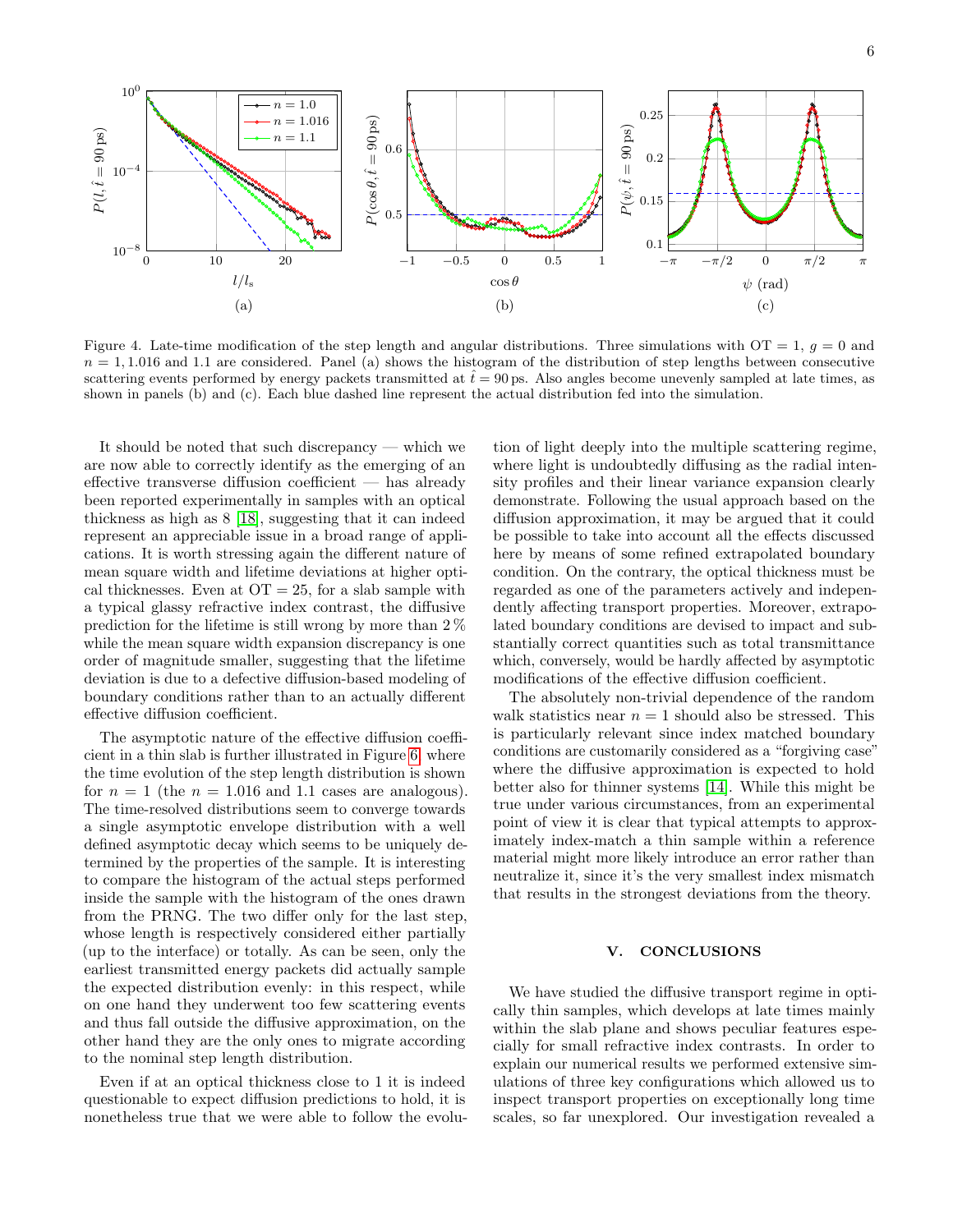Figure 4. Late-time modification of the step length and angular distributions. Three simulations with OT = 1, $g = 0$ and $n = 1, 1.016$ and 1.1 are considered. Panel (a) shows the histogram of the distribution of step lengths between consecutive scattering events performed by energy packets transmitted at $\hat{t} = 90\,\mathrm{ps}$. Also angles become unevenly sampled at late times, as shown in panels (b) and (c). Each blue dashed line represent the actual distribution fed into the simulation.

It should be noted that such discrepancy — which we are now able to correctly identify as the emerging of an effective transverse diffusion coefficient — has already been reported experimentally in samples with an optical thickness as high as 8 [18], suggesting that it can indeed represent an appreciable issue in a broad range of applications. It is worth stressing again the different nature of mean square width and lifetime deviations at higher optical thicknesses. Even at OT = 25, for a slab sample with a typical glassy refractive index contrast, the diffusive prediction for the lifetime is still wrong by more than 2 % while the mean square width expansion discrepancy is one order of magnitude smaller, suggesting that the lifetime deviation is due to a defective diffusion-based modeling of boundary conditions rather than to an actually different effective diffusion coefficient.

The asymptotic nature of the effective diffusion coefficient in a thin slab is further illustrated in Figure 6, where the time evolution of the step length distribution is shown for $n = 1$ (the $n = 1.016$ and 1.1 cases are analogous). The time-resolved distributions seem to converge towards a single asymptotic envelope distribution with a well defined asymptotic decay which seems to be uniquely determined by the properties of the sample. It is interesting to compare the histogram of the actual steps performed inside the sample with the histogram of the ones drawn from the PRNG. The two differ only for the last step, whose length is respectively considered either partially (up to the interface) or totally. As can be seen, only the earliest transmitted energy packets did actually sample the expected distribution evenly: in this respect, while on one hand they underwent too few scattering events and thus fall outside the diffusive approximation, on the other hand they are the only ones to migrate according to the nominal step length distribution.

Even if at an optical thickness close to 1 it is indeed questionable to expect diffusion predictions to hold, it is nonetheless true that we were able to follow the evolution of light deeply into the multiple scattering regime, where light is undoubtedly diffusing as the radial intensity profiles and their linear variance expansion clearly demonstrate. Following the usual approach based on the diffusion approximation, it may be argued that it could be possible to take into account all the effects discussed here by means of some refined extrapolated boundary condition. On the contrary, the optical thickness must be regarded as one of the parameters actively and independently affecting transport properties. Moreover, extrapolated boundary conditions are devised to impact and substantially correct quantities such as total transmittance which, conversely, would be hardly affected by asymptotic modifications of the effective diffusion coefficient.

The absolutely non-trivial dependence of the random walk statistics near $n = 1$ should also be stressed. This is particularly relevant since index matched boundary conditions are customarily considered as a "forgiving case" where the diffusive approximation is expected to hold better also for thinner systems [14]. While this might be true under various circumstances, from an experimental point of view it is clear that typical attempts to approximately index-match a thin sample within a reference material might more likely introduce an error rather than neutralize it, since it's the very smallest index mismatch that results in the strongest deviations from the theory.

## V. CONCLUSIONS

We have studied the diffusive transport regime in optically thin samples, which develops at late times mainly within the slab plane and shows peculiar features especially for small refractive index contrasts. In order to explain our numerical results we performed extensive simulations of three key configurations which allowed us to inspect transport properties on exceptionally long time scales, so far unexplored. Our investigation revealed a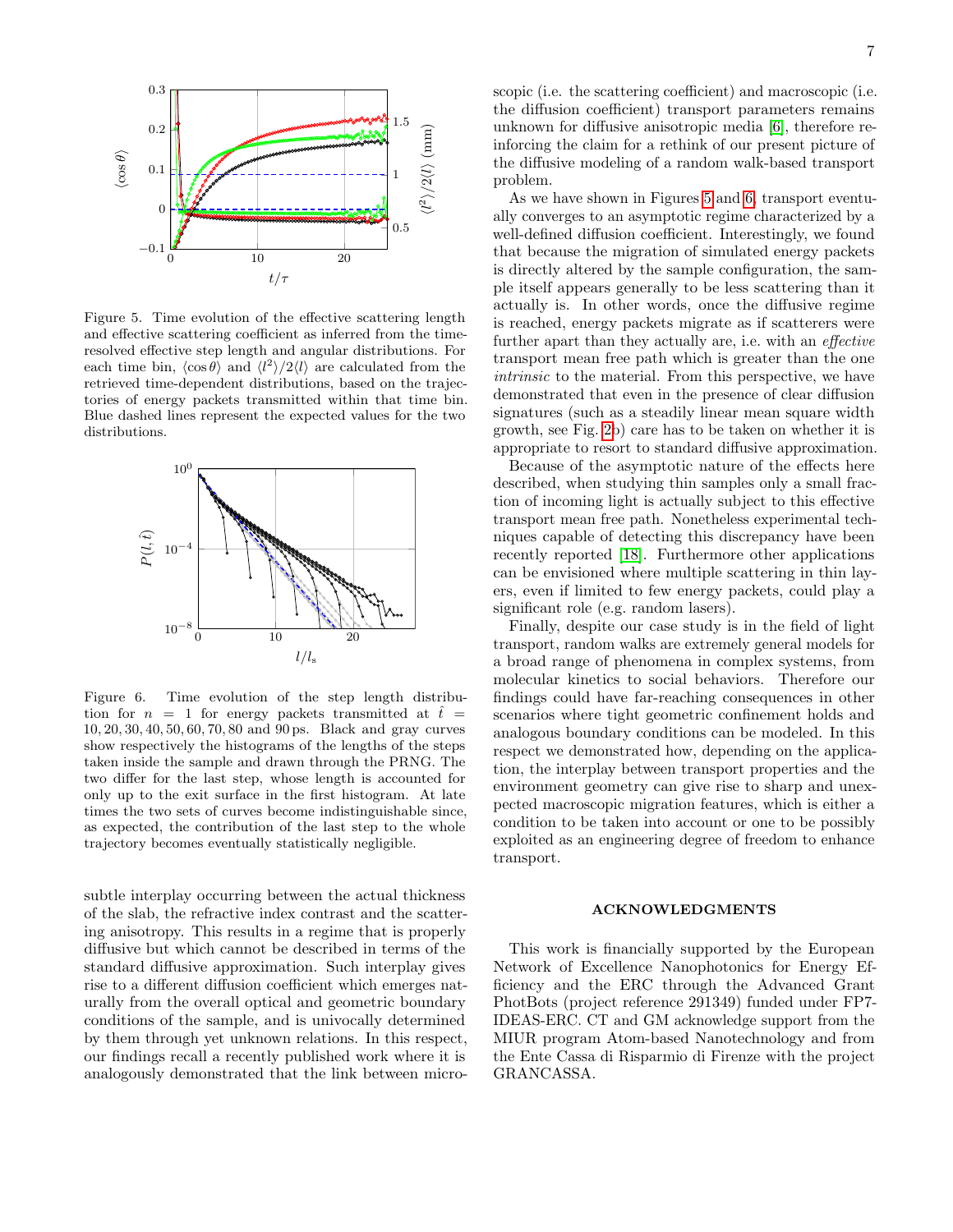Figure 5. Time evolution of the effective scattering length and effective scattering coefficient as inferred from the time-resolved effective step length and angular distributions. For each time bin, $\langle \cos\theta \rangle$ and $\langle l^2 \rangle / 2\langle l \rangle$ are calculated from the retrieved time-dependent distributions, based on the trajectories of energy packets transmitted within that time bin. Blue dashed lines represent the expected values for the two distributions.

Figure 6. Time evolution of the step length distribution for $n = 1$ for energy packets transmitted at $\hat{t} = 10, 20, 30, 40, 50, 60, 70, 80$ and $90\,\mathrm{ps}$. Black and gray curves show respectively the histograms of the lengths of the steps taken inside the sample and drawn through the PRNG. The two differ for the last step, whose length is accounted for only up to the exit surface in the first histogram. At late times the two sets of curves become indistinguishable since, as expected, the contribution of the last step to the whole trajectory becomes eventually statistically negligible.

subtle interplay occurring between the actual thickness of the slab, the refractive index contrast and the scattering anisotropy. This results in a regime that is properly diffusive but which cannot be described in terms of the standard diffusive approximation. Such interplay gives rise to a different diffusion coefficient which emerges naturally from the overall optical and geometric boundary conditions of the sample, and is univocally determined by them through yet unknown relations. In this respect, our findings recall a recently published work where it is analogously demonstrated that the link between microscopic (i.e. the scattering coefficient) and macroscopic (i.e. the diffusion coefficient) transport parameters remains unknown for diffusive anisotropic media [6], therefore reinforcing the claim for a rethink of our present picture of the diffusive modeling of a random walk-based transport problem.

As we have shown in Figures 5 and 6, transport eventually converges to an asymptotic regime characterized by a well-defined diffusion coefficient. Interestingly, we found that because the migration of simulated energy packets is directly altered by the sample configuration, the sample itself appears generally to be less scattering than it actually is. In other words, once the diffusive regime is reached, energy packets migrate as if scatterers were further apart than they actually are, i.e. with an *effective* transport mean free path which is greater than the one *intrinsic* to the material. From this perspective, we have demonstrated that even in the presence of clear diffusion signatures (such as a steadily linear mean square width growth, see Fig. 2b) care has to be taken on whether it is appropriate to resort to standard diffusive approximation.

Because of the asymptotic nature of the effects here described, when studying thin samples only a small fraction of incoming light is actually subject to this effective transport mean free path. Nonetheless experimental techniques capable of detecting this discrepancy have been recently reported [18]. Furthermore other applications can be envisioned where multiple scattering in thin layers, even if limited to few energy packets, could play a significant role (e.g. random lasers).

Finally, despite our case study is in the field of light transport, random walks are extremely general models for a broad range of phenomena in complex systems, from molecular kinetics to social behaviors. Therefore our findings could have far-reaching consequences in other scenarios where tight geometric confinement holds and analogous boundary conditions can be modeled. In this respect we demonstrated how, depending on the application, the interplay between transport properties and the environment geometry can give rise to sharp and unexpected macroscopic migration features, which is either a condition to be taken into account or one to be possibly exploited as an engineering degree of freedom to enhance transport.

## ACKNOWLEDGMENTS

This work is financially supported by the European Network of Excellence Nanophotonics for Energy Efficiency and the ERC through the Advanced Grant PhotBots (project reference 291349) funded under FP7-IDEAS-ERC. CT and GM acknowledge support from the MIUR program Atom-based Nanotechnology and from the Ente Cassa di Risparmio di Firenze with the project GRANCASSA.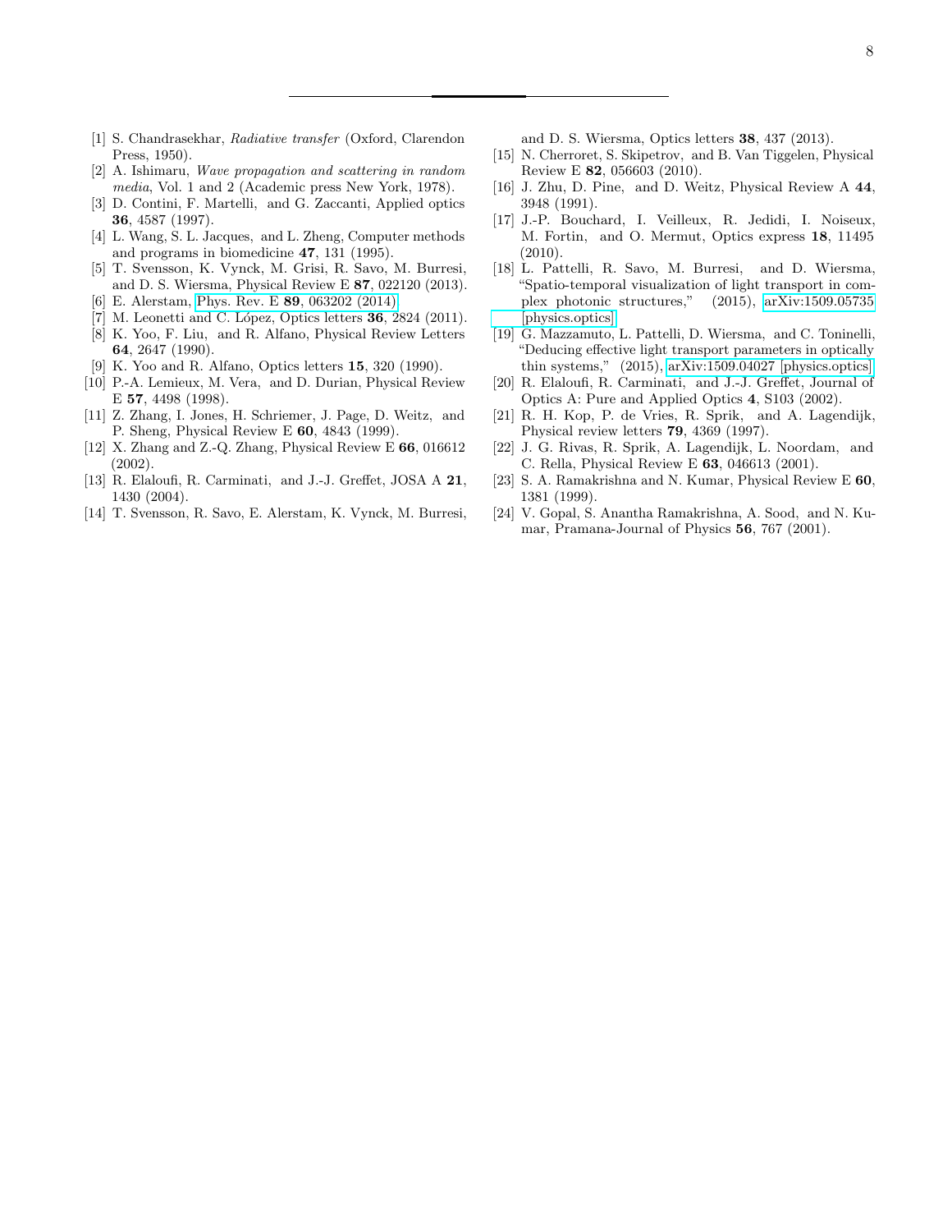[1] S. Chandrasekhar, *Radiative transfer* (Oxford, Clarendon Press, 1950).

[2] A. Ishimaru, *Wave propagation and scattering in random media*, Vol. 1 and 2 (Academic press New York, 1978).

[3] D. Contini, F. Martelli, and G. Zaccanti, Applied optics **36**, 4587 (1997).

[4] L. Wang, S. L. Jacques, and L. Zheng, Computer methods and programs in biomedicine **47**, 131 (1995).

[5] T. Svensson, K. Vynck, M. Grisi, R. Savo, M. Burresi, and D. S. Wiersma, Physical Review E **87**, 022120 (2013).

[6] E. Alerstam, Phys. Rev. E **89**, 063202 (2014).

[7] M. Leonetti and C. López, Optics letters **36**, 2824 (2011).

[8] K. Yoo, F. Liu, and R. Alfano, Physical Review Letters **64**, 2647 (1990).

[9] K. Yoo and R. Alfano, Optics letters **15**, 320 (1990).

[10] P.-A. Lemieux, M. Vera, and D. Durian, Physical Review E **57**, 4498 (1998).

[11] Z. Zhang, I. Jones, H. Schriemer, J. Page, D. Weitz, and P. Sheng, Physical Review E **60**, 4843 (1999).

[12] X. Zhang and Z.-Q. Zhang, Physical Review E **66**, 016612 (2002).

[13] R. Elaloufi, R. Carminati, and J.-J. Greffet, JOSA A **21**, 1430 (2004).

[14] T. Svensson, R. Savo, E. Alerstam, K. Vynck, M. Burresi, and D. S. Wiersma, Optics letters **38**, 437 (2013).

[15] N. Cherroret, S. Skipetrov, and B. Van Tiggelen, Physical Review E **82**, 056603 (2010).

[16] J. Zhu, D. Pine, and D. Weitz, Physical Review A **44**, 3948 (1991).

[17] J.-P. Bouchard, I. Veilleux, R. Jedidi, I. Noiseux, M. Fortin, and O. Mermut, Optics express **18**, 11495 (2010).

[18] L. Pattelli, R. Savo, M. Burresi, and D. Wiersma, "Spatio-temporal visualization of light transport in complex photonic structures," (2015), arXiv:1509.05735 [physics.optics].

[19] G. Mazzamuto, L. Pattelli, D. Wiersma, and C. Toninelli, "Deducing effective light transport parameters in optically thin systems," (2015), arXiv:1509.04027 [physics.optics].

[20] R. Elaloufi, R. Carminati, and J.-J. Greffet, Journal of Optics A: Pure and Applied Optics **4**, S103 (2002).

[21] R. H. Kop, P. de Vries, R. Sprik, and A. Lagendijk, Physical review letters **79**, 4369 (1997).

[22] J. G. Rivas, R. Sprik, A. Lagendijk, L. Noordam, and C. Rella, Physical Review E **63**, 046613 (2001).

[23] S. A. Ramakrishna and N. Kumar, Physical Review E **60**, 1381 (1999).

[24] V. Gopal, S. Anantha Ramakrishna, A. Sood, and N. Kumar, Pramana-Journal of Physics **56**, 767 (2001).